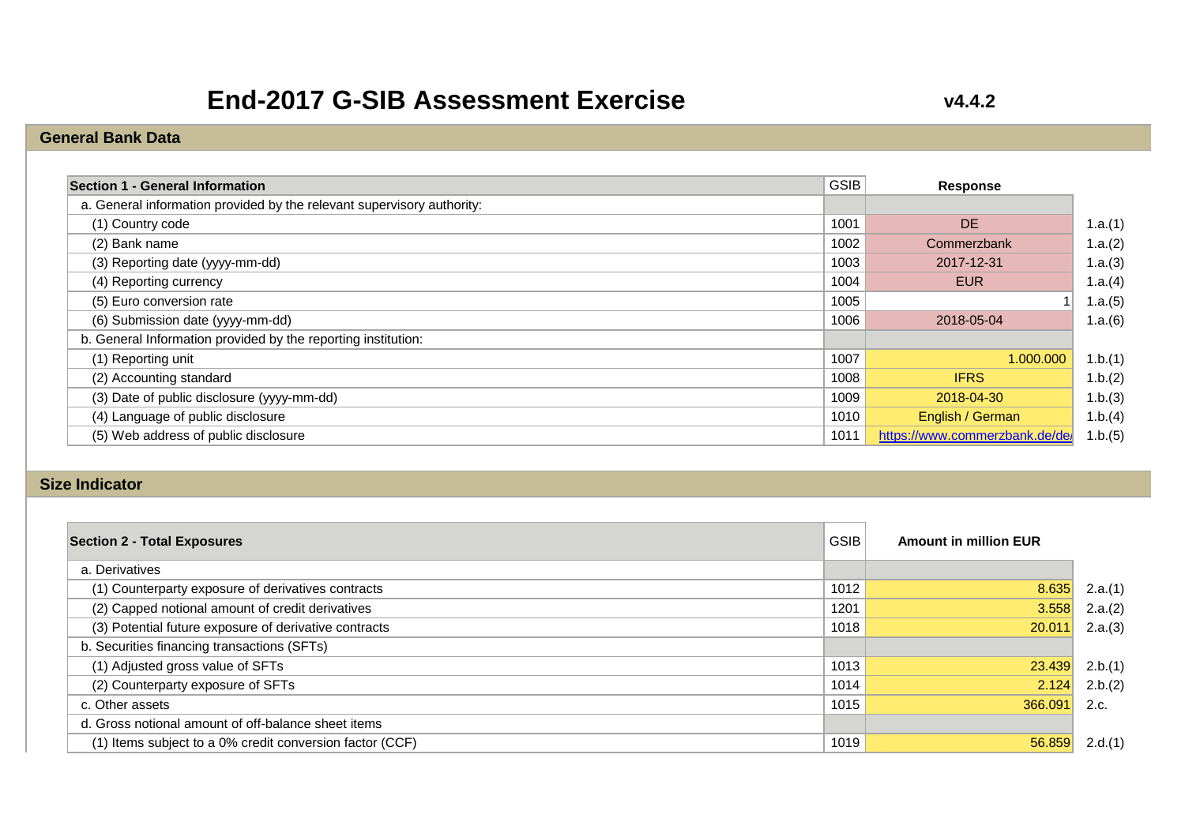# End-2017 G-SIB Assessment Exercise

**v4.4.2**

## General Bank Data

| Section 1 - General Information | GSIB | Response | |
|---|---|---|---|
| a. General information provided by the relevant supervisory authority: | | | |
| (1) Country code | 1001 | DE | 1.a.(1) |
| (2) Bank name | 1002 | Commerzbank | 1.a.(2) |
| (3) Reporting date (yyyy-mm-dd) | 1003 | 2017-12-31 | 1.a.(3) |
| (4) Reporting currency | 1004 | EUR | 1.a.(4) |
| (5) Euro conversion rate | 1005 | 1 | 1.a.(5) |
| (6) Submission date (yyyy-mm-dd) | 1006 | 2018-05-04 | 1.a.(6) |
| b. General Information provided by the reporting institution: | | | |
| (1) Reporting unit | 1007 | 1.000.000 | 1.b.(1) |
| (2) Accounting standard | 1008 | IFRS | 1.b.(2) |
| (3) Date of public disclosure (yyyy-mm-dd) | 1009 | 2018-04-30 | 1.b.(3) |
| (4) Language of public disclosure | 1010 | English / German | 1.b.(4) |
| (5) Web address of public disclosure | 1011 | https://www.commerzbank.de/de/ | 1.b.(5) |

## Size Indicator

| Section 2 - Total Exposures | GSIB | Amount in million EUR | |
|---|---|---|---|
| a. Derivatives | | | |
| (1) Counterparty exposure of derivatives contracts | 1012 | 8.635 | 2.a.(1) |
| (2) Capped notional amount of credit derivatives | 1201 | 3.558 | 2.a.(2) |
| (3) Potential future exposure of derivative contracts | 1018 | 20.011 | 2.a.(3) |
| b. Securities financing transactions (SFTs) | | | |
| (1) Adjusted gross value of SFTs | 1013 | 23.439 | 2.b.(1) |
| (2) Counterparty exposure of SFTs | 1014 | 2.124 | 2.b.(2) |
| c. Other assets | 1015 | 366.091 | 2.c. |
| d. Gross notional amount of off-balance sheet items | | | |
| (1) Items subject to a 0% credit conversion factor (CCF) | 1019 | 56.859 | 2.d.(1) |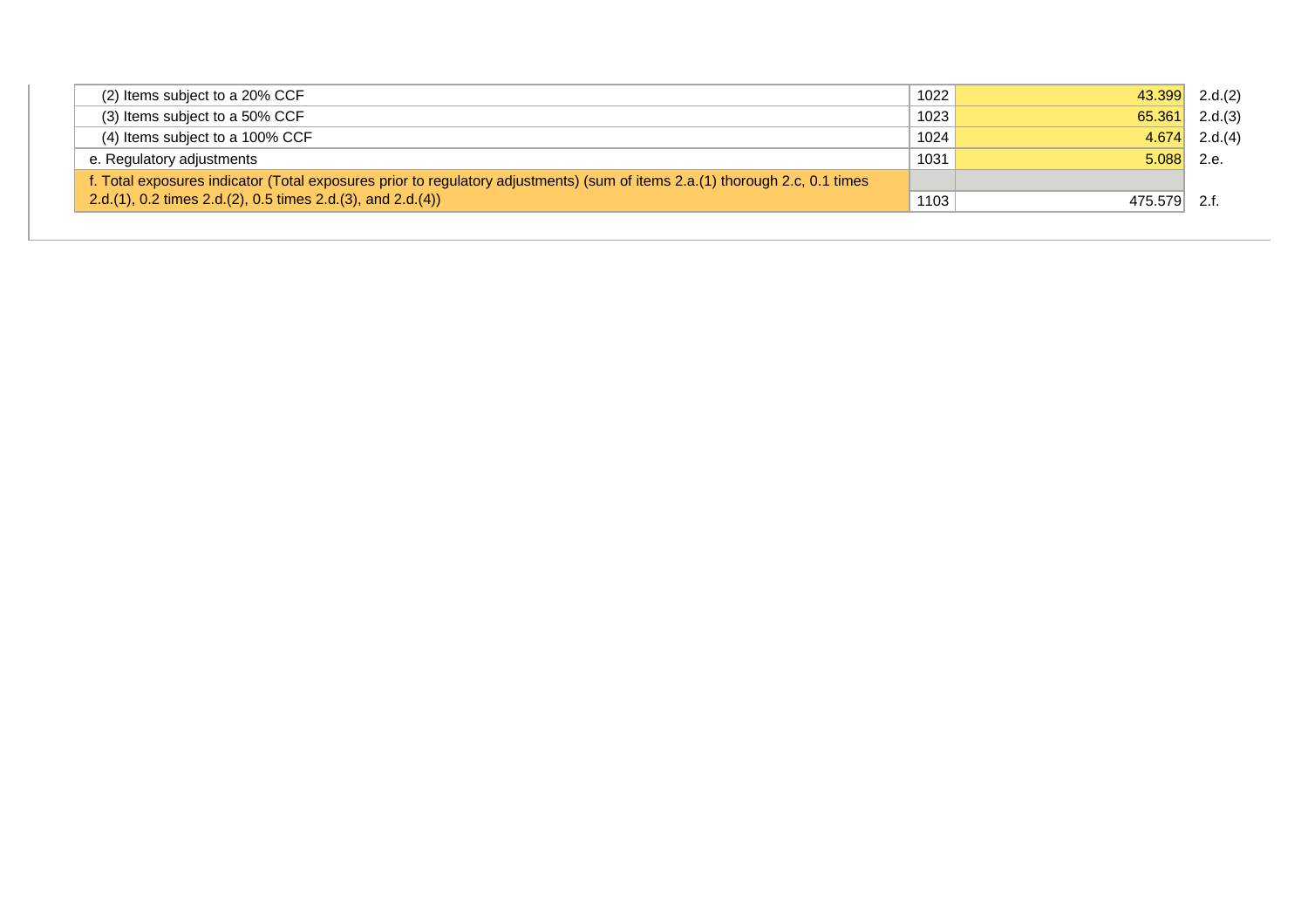| | | | |
|---|---|---|---|
| (2) Items subject to a 20% CCF | 1022 | 43.399 | 2.d.(2) |
| (3) Items subject to a 50% CCF | 1023 | 65.361 | 2.d.(3) |
| (4) Items subject to a 100% CCF | 1024 | 4.674 | 2.d.(4) |
| e. Regulatory adjustments | 1031 | 5.088 | 2.e. |
| f. Total exposures indicator (Total exposures prior to regulatory adjustments) (sum of items 2.a.(1) thorough 2.c, 0.1 times 2.d.(1), 0.2 times 2.d.(2), 0.5 times 2.d.(3), and 2.d.(4)) | 1103 | 475.579 | 2.f. |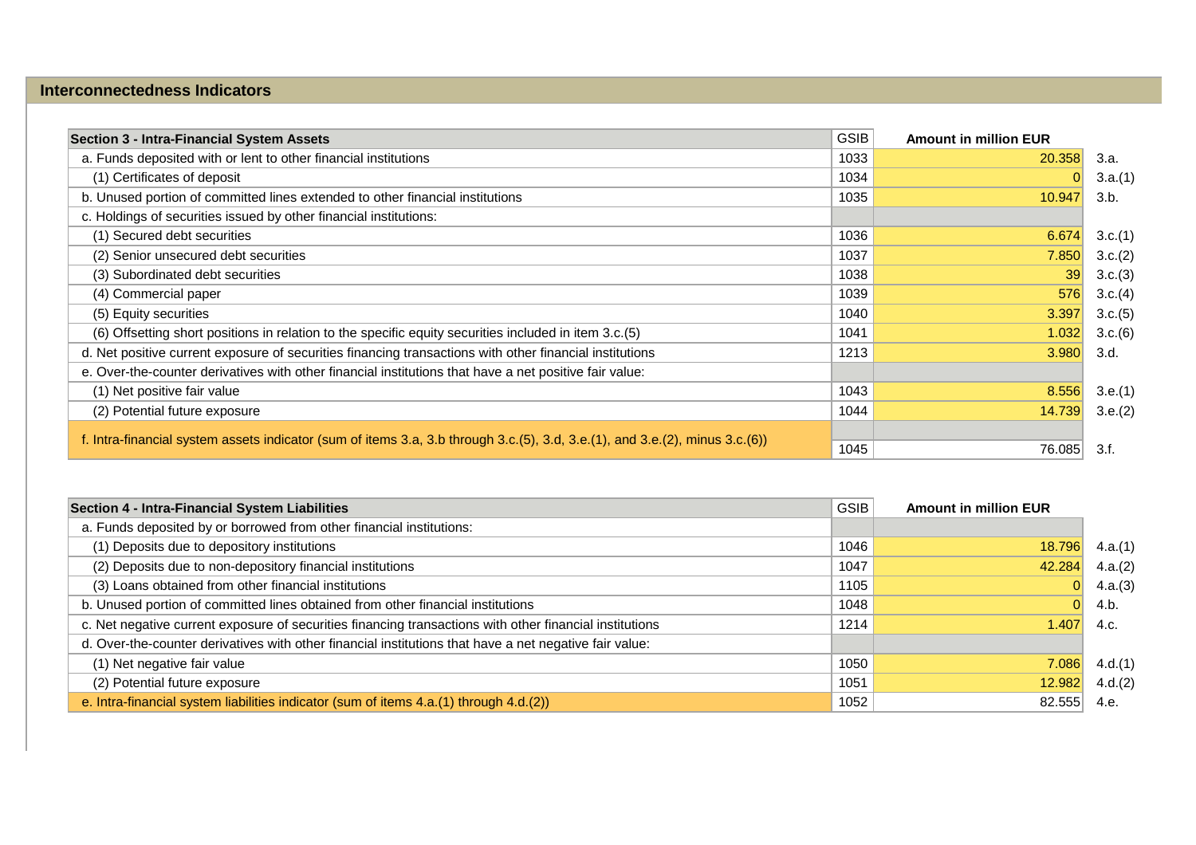## Interconnectedness Indicators

| Section 3 - Intra-Financial System Assets | GSIB | Amount in million EUR | |
|---|---|---|---|
| a. Funds deposited with or lent to other financial institutions | 1033 | 20.358 | 3.a. |
| (1) Certificates of deposit | 1034 | 0 | 3.a.(1) |
| b. Unused portion of committed lines extended to other financial institutions | 1035 | 10.947 | 3.b. |
| c. Holdings of securities issued by other financial institutions: | | | |
| (1) Secured debt securities | 1036 | 6.674 | 3.c.(1) |
| (2) Senior unsecured debt securities | 1037 | 7.850 | 3.c.(2) |
| (3) Subordinated debt securities | 1038 | 39 | 3.c.(3) |
| (4) Commercial paper | 1039 | 576 | 3.c.(4) |
| (5) Equity securities | 1040 | 3.397 | 3.c.(5) |
| (6) Offsetting short positions in relation to the specific equity securities included in item 3.c.(5) | 1041 | 1.032 | 3.c.(6) |
| d. Net positive current exposure of securities financing transactions with other financial institutions | 1213 | 3.980 | 3.d. |
| e. Over-the-counter derivatives with other financial institutions that have a net positive fair value: | | | |
| (1) Net positive fair value | 1043 | 8.556 | 3.e.(1) |
| (2) Potential future exposure | 1044 | 14.739 | 3.e.(2) |
| f. Intra-financial system assets indicator (sum of items 3.a, 3.b through 3.c.(5), 3.d, 3.e.(1), and 3.e.(2), minus 3.c.(6)) | 1045 | 76.085 | 3.f. |

| Section 4 - Intra-Financial System Liabilities | GSIB | Amount in million EUR | |
|---|---|---|---|
| a. Funds deposited by or borrowed from other financial institutions: | | | |
| (1) Deposits due to depository institutions | 1046 | 18.796 | 4.a.(1) |
| (2) Deposits due to non-depository financial institutions | 1047 | 42.284 | 4.a.(2) |
| (3) Loans obtained from other financial institutions | 1105 | 0 | 4.a.(3) |
| b. Unused portion of committed lines obtained from other financial institutions | 1048 | 0 | 4.b. |
| c. Net negative current exposure of securities financing transactions with other financial institutions | 1214 | 1.407 | 4.c. |
| d. Over-the-counter derivatives with other financial institutions that have a net negative fair value: | | | |
| (1) Net negative fair value | 1050 | 7.086 | 4.d.(1) |
| (2) Potential future exposure | 1051 | 12.982 | 4.d.(2) |
| e. Intra-financial system liabilities indicator (sum of items 4.a.(1) through 4.d.(2)) | 1052 | 82.555 | 4.e. |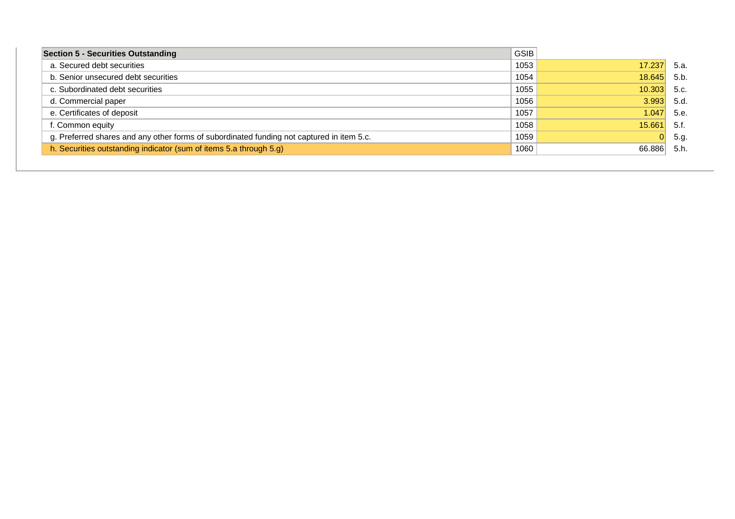| Section 5 - Securities Outstanding | GSIB | | |
|---|---|---|---|
| a. Secured debt securities | 1053 | 17.237 | 5.a. |
| b. Senior unsecured debt securities | 1054 | 18.645 | 5.b. |
| c. Subordinated debt securities | 1055 | 10.303 | 5.c. |
| d. Commercial paper | 1056 | 3.993 | 5.d. |
| e. Certificates of deposit | 1057 | 1.047 | 5.e. |
| f. Common equity | 1058 | 15.661 | 5.f. |
| g. Preferred shares and any other forms of subordinated funding not captured in item 5.c. | 1059 | 0 | 5.g. |
| h. Securities outstanding indicator (sum of items 5.a through 5.g) | 1060 | 66.886 | 5.h. |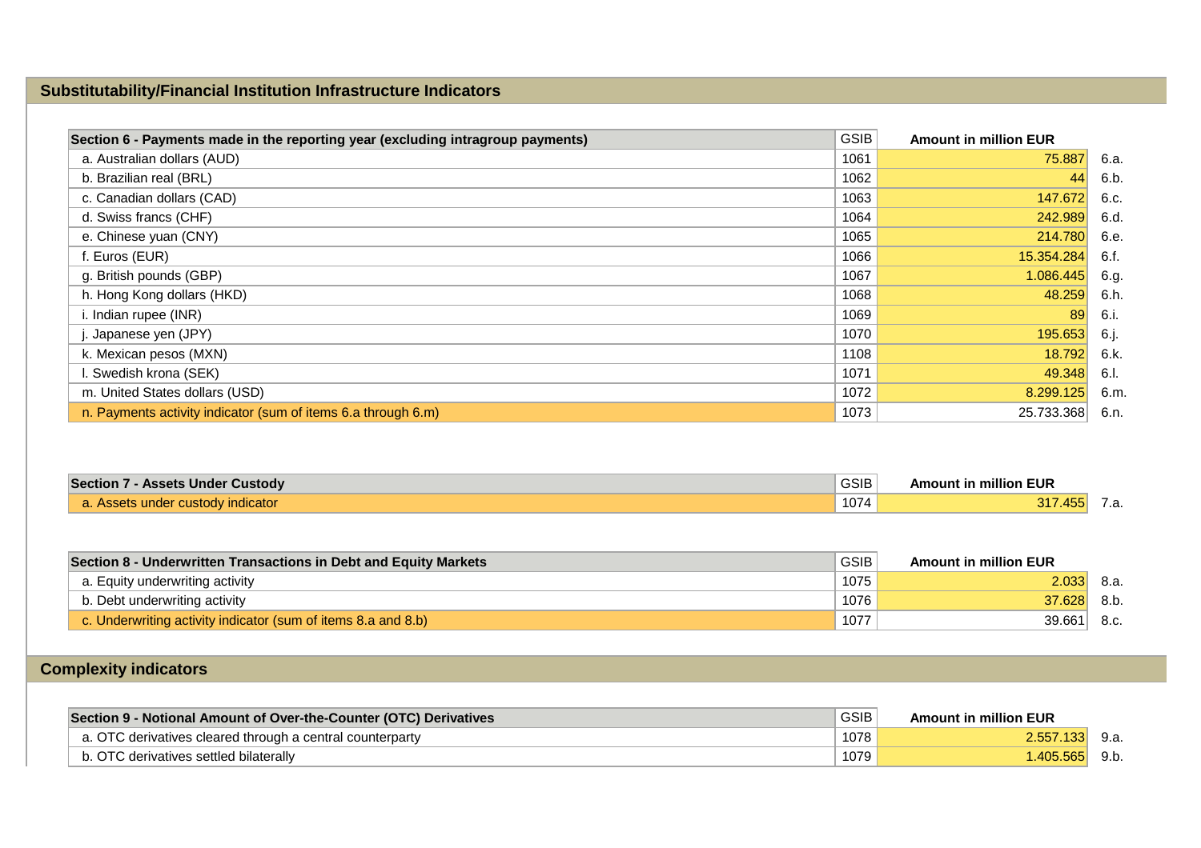## Substitutability/Financial Institution Infrastructure Indicators

| Section 6 - Payments made in the reporting year (excluding intragroup payments) | GSIB | Amount in million EUR | |
|---|---|---|---|
| a. Australian dollars (AUD) | 1061 | 75.887 | 6.a. |
| b. Brazilian real (BRL) | 1062 | 44 | 6.b. |
| c. Canadian dollars (CAD) | 1063 | 147.672 | 6.c. |
| d. Swiss francs (CHF) | 1064 | 242.989 | 6.d. |
| e. Chinese yuan (CNY) | 1065 | 214.780 | 6.e. |
| f. Euros (EUR) | 1066 | 15.354.284 | 6.f. |
| g. British pounds (GBP) | 1067 | 1.086.445 | 6.g. |
| h. Hong Kong dollars (HKD) | 1068 | 48.259 | 6.h. |
| i. Indian rupee (INR) | 1069 | 89 | 6.i. |
| j. Japanese yen (JPY) | 1070 | 195.653 | 6.j. |
| k. Mexican pesos (MXN) | 1108 | 18.792 | 6.k. |
| l. Swedish krona (SEK) | 1071 | 49.348 | 6.l. |
| m. United States dollars (USD) | 1072 | 8.299.125 | 6.m. |
| n. Payments activity indicator (sum of items 6.a through 6.m) | 1073 | 25.733.368 | 6.n. |

| Section 7 - Assets Under Custody | GSIB | Amount in million EUR | |
|---|---|---|---|
| a. Assets under custody indicator | 1074 | 317.455 | 7.a. |

| Section 8 - Underwritten Transactions in Debt and Equity Markets | GSIB | Amount in million EUR | |
|---|---|---|---|
| a. Equity underwriting activity | 1075 | 2.033 | 8.a. |
| b. Debt underwriting activity | 1076 | 37.628 | 8.b. |
| c. Underwriting activity indicator (sum of items 8.a and 8.b) | 1077 | 39.661 | 8.c. |

## Complexity indicators

| Section 9 - Notional Amount of Over-the-Counter (OTC) Derivatives | GSIB | Amount in million EUR | |
|---|---|---|---|
| a. OTC derivatives cleared through a central counterparty | 1078 | 2.557.133 | 9.a. |
| b. OTC derivatives settled bilaterally | 1079 | 1.405.565 | 9.b. |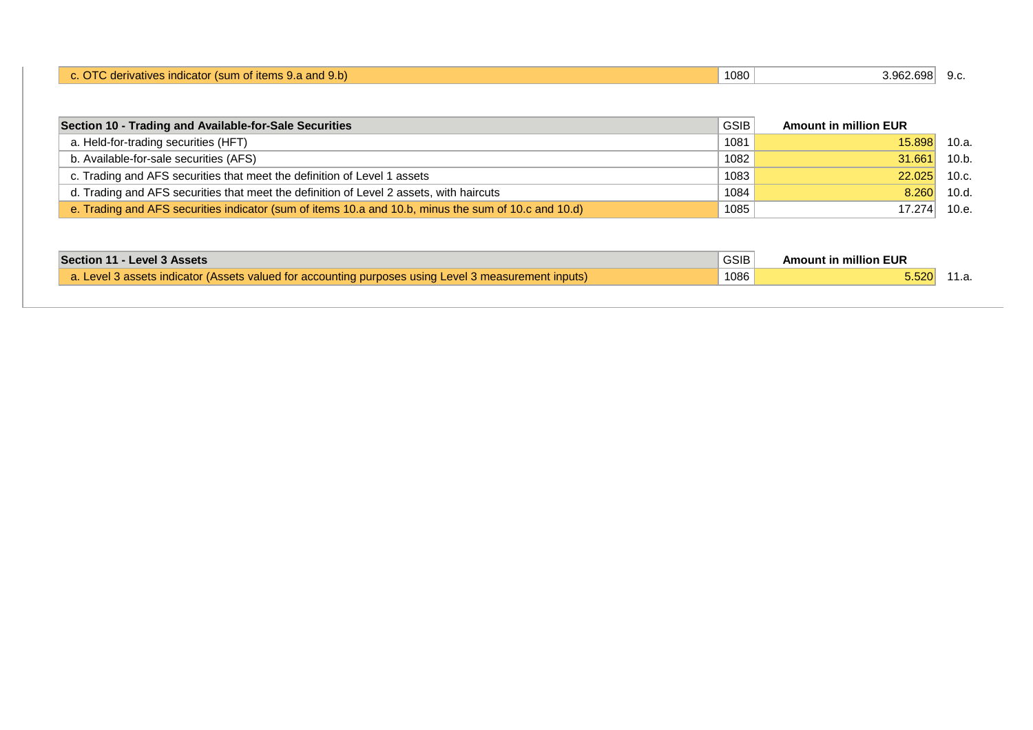| c. OTC derivatives indicator (sum of items 9.a and 9.b) | 1080 | 3.962.698 | 9.c. |
|---|---|---|---|

| Section 10 - Trading and Available-for-Sale Securities | GSIB | Amount in million EUR | |
|---|---|---|---|
| a. Held-for-trading securities (HFT) | 1081 | 15.898 | 10.a. |
| b. Available-for-sale securities (AFS) | 1082 | 31.661 | 10.b. |
| c. Trading and AFS securities that meet the definition of Level 1 assets | 1083 | 22.025 | 10.c. |
| d. Trading and AFS securities that meet the definition of Level 2 assets, with haircuts | 1084 | 8.260 | 10.d. |
| e. Trading and AFS securities indicator (sum of items 10.a and 10.b, minus the sum of 10.c and 10.d) | 1085 | 17.274 | 10.e. |

| Section 11 - Level 3 Assets | GSIB | Amount in million EUR | |
|---|---|---|---|
| a. Level 3 assets indicator (Assets valued for accounting purposes using Level 3 measurement inputs) | 1086 | 5.520 | 11.a. |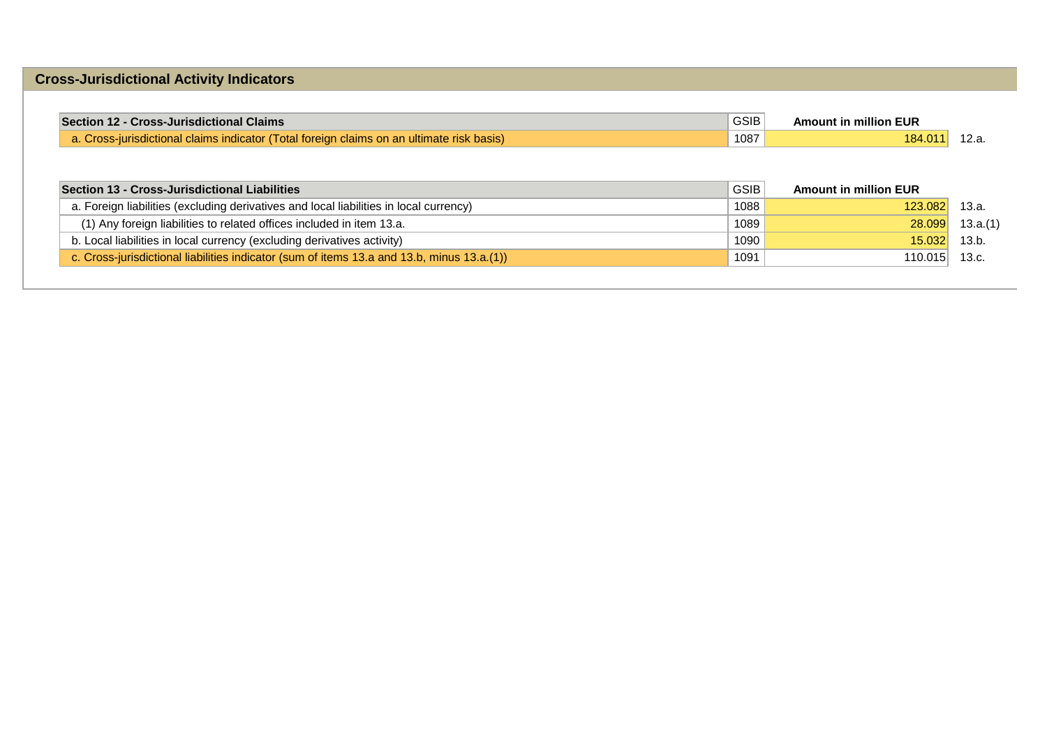## Cross-Jurisdictional Activity Indicators

| Section 12 - Cross-Jurisdictional Claims | GSIB | Amount in million EUR | |
|---|---|---|---|
| a. Cross-jurisdictional claims indicator (Total foreign claims on an ultimate risk basis) | 1087 | 184.011 | 12.a. |

| Section 13 - Cross-Jurisdictional Liabilities | GSIB | Amount in million EUR | |
|---|---|---|---|
| a. Foreign liabilities (excluding derivatives and local liabilities in local currency) | 1088 | 123.082 | 13.a. |
| (1) Any foreign liabilities to related offices included in item 13.a. | 1089 | 28.099 | 13.a.(1) |
| b. Local liabilities in local currency (excluding derivatives activity) | 1090 | 15.032 | 13.b. |
| c. Cross-jurisdictional liabilities indicator (sum of items 13.a and 13.b, minus 13.a.(1)) | 1091 | 110.015 | 13.c. |